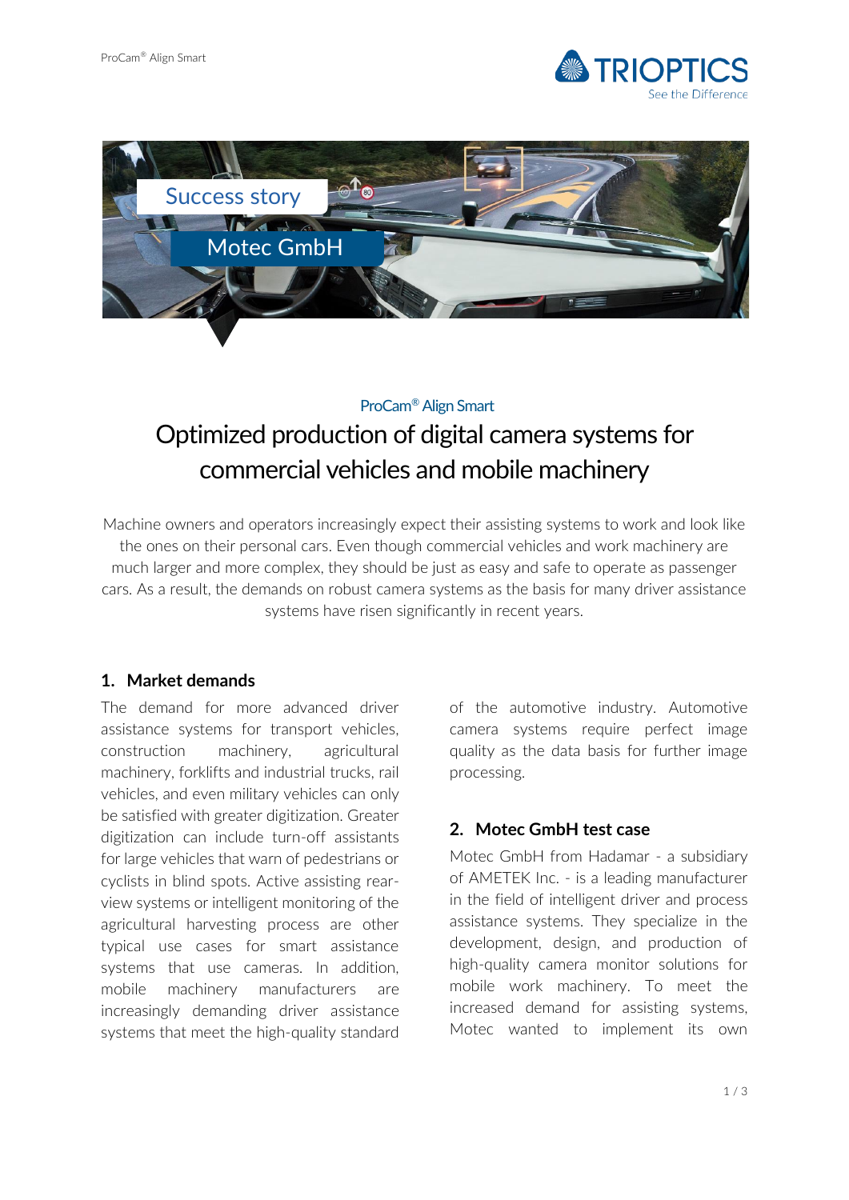Success story

Motec GmbH

ProCam® Align Smart

# Optimized production of digital camera systems for commercial vehicles and mobile machinery

Machine owners and operators increasingly expect their assisting systems to work and look like the ones on their personal cars. Even though commercial vehicles and work machinery are much larger and more complex, they should be just as easy and safe to operate as passenger cars. As a result, the demands on robust camera systems as the basis for many driver assistance systems have risen significantly in recent years.

## 1. Market demands

The demand for more advanced driver assistance systems for transport vehicles, construction machinery, agricultural machinery, forklifts and industrial trucks, rail vehicles, and even military vehicles can only be satisfied with greater digitization. Greater digitization can include turn-off assistants for large vehicles that warn of pedestrians or cyclists in blind spots. Active assisting rear-view systems or intelligent monitoring of the agricultural harvesting process are other typical use cases for smart assistance systems that use cameras. In addition, mobile machinery manufacturers are increasingly demanding driver assistance systems that meet the high-quality standard of the automotive industry. Automotive camera systems require perfect image quality as the data basis for further image processing.

## 2. Motec GmbH test case

Motec GmbH from Hadamar - a subsidiary of AMETEK Inc. - is a leading manufacturer in the field of intelligent driver and process assistance systems. They specialize in the development, design, and production of high-quality camera monitor solutions for mobile work machinery. To meet the increased demand for assisting systems, Motec wanted to implement its own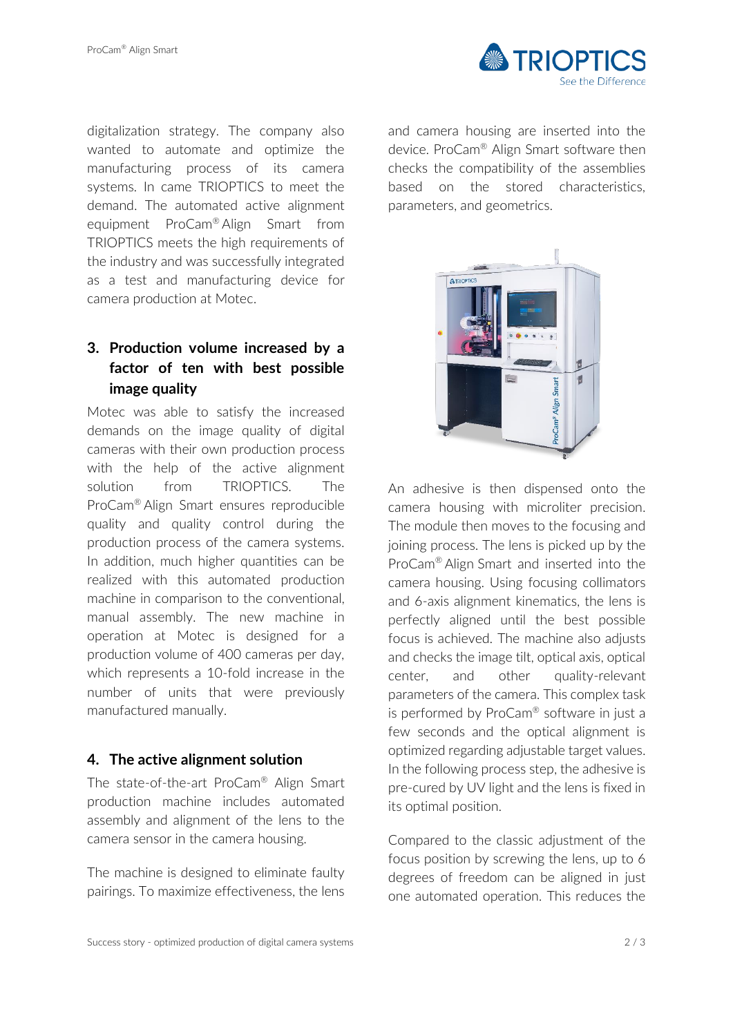digitalization strategy. The company also wanted to automate and optimize the manufacturing process of its camera systems. In came TRIOPTICS to meet the demand. The automated active alignment equipment ProCam® Align Smart from TRIOPTICS meets the high requirements of the industry and was successfully integrated as a test and manufacturing device for camera production at Motec.

## 3. Production volume increased by a factor of ten with best possible image quality

Motec was able to satisfy the increased demands on the image quality of digital cameras with their own production process with the help of the active alignment solution from TRIOPTICS. The ProCam® Align Smart ensures reproducible quality and quality control during the production process of the camera systems. In addition, much higher quantities can be realized with this automated production machine in comparison to the conventional, manual assembly. The new machine in operation at Motec is designed for a production volume of 400 cameras per day, which represents a 10-fold increase in the number of units that were previously manufactured manually.

## 4. The active alignment solution

The state-of-the-art ProCam® Align Smart production machine includes automated assembly and alignment of the lens to the camera sensor in the camera housing.

The machine is designed to eliminate faulty pairings. To maximize effectiveness, the lens and camera housing are inserted into the device. ProCam® Align Smart software then checks the compatibility of the assemblies based on the stored characteristics, parameters, and geometrics.

An adhesive is then dispensed onto the camera housing with microliter precision. The module then moves to the focusing and joining process. The lens is picked up by the ProCam® Align Smart and inserted into the camera housing. Using focusing collimators and 6-axis alignment kinematics, the lens is perfectly aligned until the best possible focus is achieved. The machine also adjusts and checks the image tilt, optical axis, optical center, and other quality-relevant parameters of the camera. This complex task is performed by ProCam® software in just a few seconds and the optical alignment is optimized regarding adjustable target values. In the following process step, the adhesive is pre-cured by UV light and the lens is fixed in its optimal position.

Compared to the classic adjustment of the focus position by screwing the lens, up to 6 degrees of freedom can be aligned in just one automated operation. This reduces the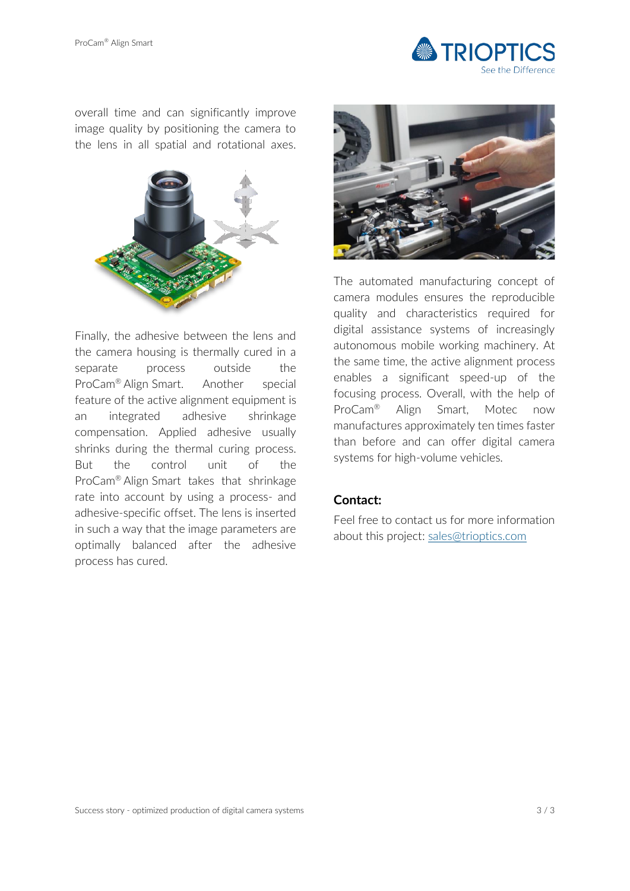overall time and can significantly improve image quality by positioning the camera to the lens in all spatial and rotational axes.

Finally, the adhesive between the lens and the camera housing is thermally cured in a separate process outside the ProCam® Align Smart. Another special feature of the active alignment equipment is an integrated adhesive shrinkage compensation. Applied adhesive usually shrinks during the thermal curing process. But the control unit of the ProCam® Align Smart takes that shrinkage rate into account by using a process- and adhesive-specific offset. The lens is inserted in such a way that the image parameters are optimally balanced after the adhesive process has cured.

The automated manufacturing concept of camera modules ensures the reproducible quality and characteristics required for digital assistance systems of increasingly autonomous mobile working machinery. At the same time, the active alignment process enables a significant speed-up of the focusing process. Overall, with the help of ProCam® Align Smart, Motec now manufactures approximately ten times faster than before and can offer digital camera systems for high-volume vehicles.

## Contact:

Feel free to contact us for more information about this project: sales@trioptics.com